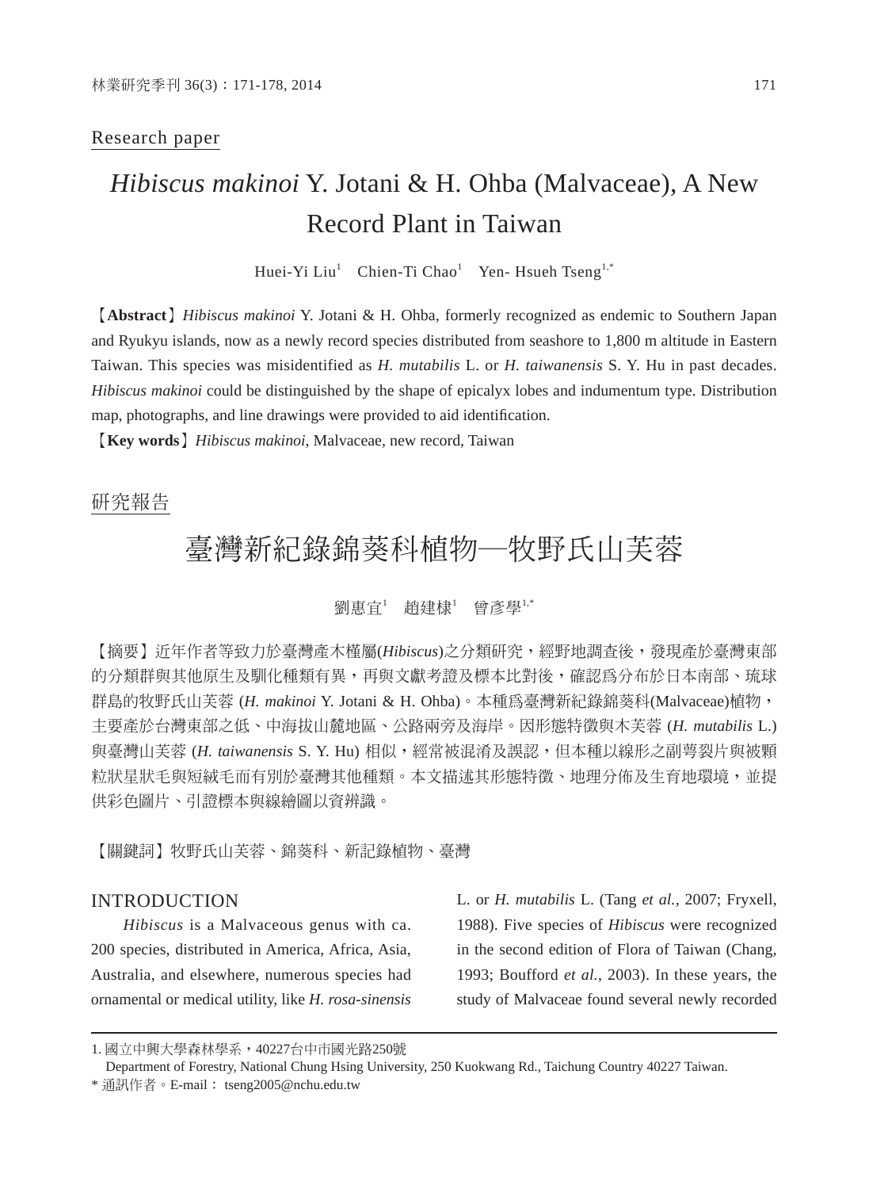Research paper

# *Hibiscus makinoi* Y. Jotani & H. Ohba (Malvaceae), A New Record Plant in Taiwan

Huei-Yi Liu[1]　Chien-Ti Chao[1]　Yen- Hsueh Tseng[1,*]

【**Abstract**】*Hibiscus makinoi* Y. Jotani & H. Ohba, formerly recognized as endemic to Southern Japan and Ryukyu islands, now as a newly record species distributed from seashore to 1,800 m altitude in Eastern Taiwan. This species was misidentified as *H. mutabilis* L. or *H. taiwanensis* S. Y. Hu in past decades. *Hibiscus makinoi* could be distinguished by the shape of epicalyx lobes and indumentum type. Distribution map, photographs, and line drawings were provided to aid identification.

【**Key words**】*Hibiscus makinoi*, Malvaceae, new record, Taiwan

研究報告

# 臺灣新紀錄錦葵科植物—牧野氏山芙蓉

劉惠宜[1]　趙建棣[1]　曾彥學[1,*]

【摘要】近年作者等致力於臺灣產木槿屬(*Hibiscus*)之分類研究，經野地調查後，發現產於臺灣東部的分類群與其他原生及馴化種類有異，再與文獻考證及標本比對後，確認為分布於日本南部、琉球群島的牧野氏山芙蓉 (*H. makinoi* Y. Jotani & H. Ohba)。本種為臺灣新紀錄錦葵科(Malvaceae)植物，主要產於台灣東部之低、中海拔山麓地區、公路兩旁及海岸。因形態特徵與木芙蓉 (*H. mutabilis* L.)與臺灣山芙蓉 (*H. taiwanensis* S. Y. Hu) 相似，經常被混淆及誤認，但本種以線形之副萼裂片與被顆粒狀星狀毛與短絨毛而有別於臺灣其他種類。本文描述其形態特徵、地理分佈及生育地環境，並提供彩色圖片、引證標本與線繪圖以資辨識。

【關鍵詞】牧野氏山芙蓉、錦葵科、新記錄植物、臺灣

## INTRODUCTION

*Hibiscus* is a Malvaceous genus with ca. 200 species, distributed in America, Africa, Asia, Australia, and elsewhere, numerous species had ornamental or medical utility, like *H. rosa-sinensis* L. or *H. mutabilis* L. (Tang *et al.*, 2007; Fryxell, 1988). Five species of *Hibiscus* were recognized in the second edition of Flora of Taiwan (Chang, 1993; Boufford *et al.*, 2003). In these years, the study of Malvaceae found several newly recorded

---

1. 國立中興大學森林學系，40227台中市國光路250號
Department of Forestry, National Chung Hsing University, 250 Kuokwang Rd., Taichung Country 40227 Taiwan.

\* 通訊作者。E-mail： tseng2005@nchu.edu.tw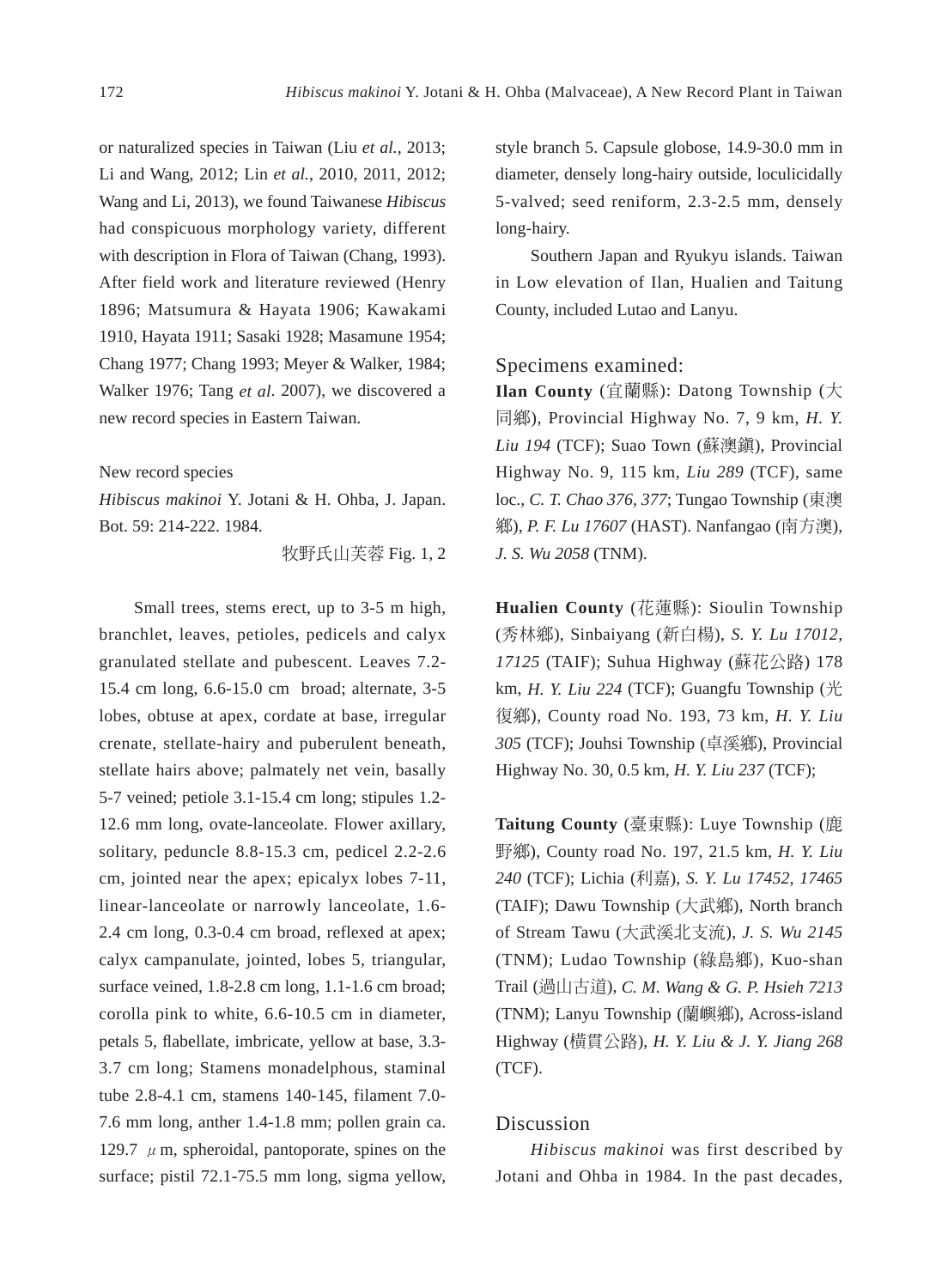or naturalized species in Taiwan (Liu *et al.*, 2013; Li and Wang, 2012; Lin *et al.*, 2010, 2011, 2012; Wang and Li, 2013), we found Taiwanese *Hibiscus* had conspicuous morphology variety, different with description in Flora of Taiwan (Chang, 1993). After field work and literature reviewed (Henry 1896; Matsumura & Hayata 1906; Kawakami 1910, Hayata 1911; Sasaki 1928; Masamune 1954; Chang 1977; Chang 1993; Meyer & Walker, 1984; Walker 1976; Tang *et al*. 2007), we discovered a new record species in Eastern Taiwan.

New record species

*Hibiscus makinoi* Y. Jotani & H. Ohba, J. Japan. Bot. 59: 214-222. 1984.

牧野氏山芙蓉 Fig. 1, 2

Small trees, stems erect, up to 3-5 m high, branchlet, leaves, petioles, pedicels and calyx granulated stellate and pubescent. Leaves 7.2-15.4 cm long, 6.6-15.0 cm broad; alternate, 3-5 lobes, obtuse at apex, cordate at base, irregular crenate, stellate-hairy and puberulent beneath, stellate hairs above; palmately net vein, basally 5-7 veined; petiole 3.1-15.4 cm long; stipules 1.2-12.6 mm long, ovate-lanceolate. Flower axillary, solitary, peduncle 8.8-15.3 cm, pedicel 2.2-2.6 cm, jointed near the apex; epicalyx lobes 7-11, linear-lanceolate or narrowly lanceolate, 1.6-2.4 cm long, 0.3-0.4 cm broad, reflexed at apex; calyx campanulate, jointed, lobes 5, triangular, surface veined, 1.8-2.8 cm long, 1.1-1.6 cm broad; corolla pink to white, 6.6-10.5 cm in diameter, petals 5, flabellate, imbricate, yellow at base, 3.3-3.7 cm long; Stamens monadelphous, staminal tube 2.8-4.1 cm, stamens 140-145, filament 7.0-7.6 mm long, anther 1.4-1.8 mm; pollen grain ca. 129.7 $\mu$m, spheroidal, pantoporate, spines on the surface; pistil 72.1-75.5 mm long, sigma yellow, style branch 5. Capsule globose, 14.9-30.0 mm in diameter, densely long-hairy outside, loculicidally 5-valved; seed reniform, 2.3-2.5 mm, densely long-hairy.

Southern Japan and Ryukyu islands. Taiwan in Low elevation of Ilan, Hualien and Taitung County, included Lutao and Lanyu.

## Specimens examined:

**Ilan County** (宜蘭縣): Datong Township (大同鄉), Provincial Highway No. 7, 9 km, *H. Y. Liu 194* (TCF); Suao Town (蘇澳鎮), Provincial Highway No. 9, 115 km, *Liu 289* (TCF), same loc., *C. T. Chao 376, 377*; Tungao Township (東澳鄉), *P. F. Lu 17607* (HAST). Nanfangao (南方澳), *J. S. Wu 2058* (TNM).

**Hualien County** (花蓮縣): Sioulin Township (秀林鄉), Sinbaiyang (新白楊), *S. Y. Lu 17012, 17125* (TAIF); Suhua Highway (蘇花公路) 178 km, *H. Y. Liu 224* (TCF); Guangfu Township (光復鄉), County road No. 193, 73 km, *H. Y. Liu 305* (TCF); Jouhsi Township (卓溪鄉), Provincial Highway No. 30, 0.5 km, *H. Y. Liu 237* (TCF);

**Taitung County** (臺東縣): Luye Township (鹿野鄉), County road No. 197, 21.5 km, *H. Y. Liu 240* (TCF); Lichia (利嘉), *S. Y. Lu 17452, 17465* (TAIF); Dawu Township (大武鄉), North branch of Stream Tawu (大武溪北支流), *J. S. Wu 2145* (TNM); Ludao Township (綠島鄉), Kuo-shan Trail (過山古道), *C. M. Wang & G. P. Hsieh 7213* (TNM); Lanyu Township (蘭嶼鄉), Across-island Highway (橫貫公路), *H. Y. Liu & J. Y. Jiang 268* (TCF).

## Discussion

*Hibiscus makinoi* was first described by Jotani and Ohba in 1984. In the past decades,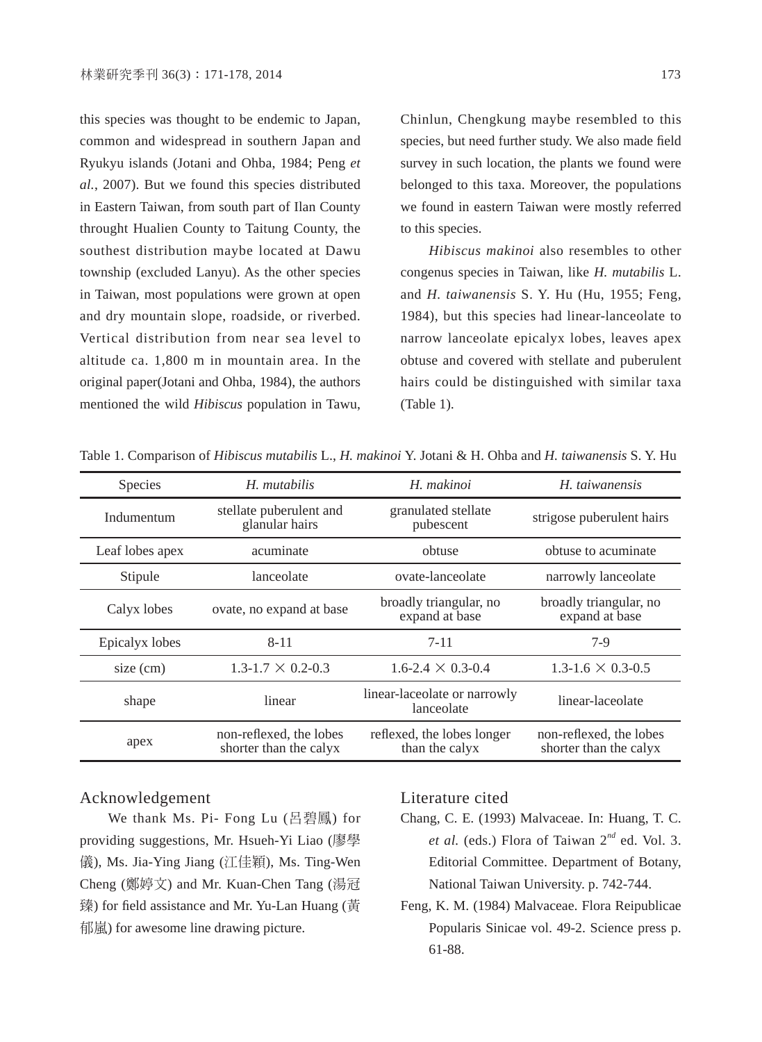this species was thought to be endemic to Japan, common and widespread in southern Japan and Ryukyu islands (Jotani and Ohba, 1984; Peng *et al.*, 2007). But we found this species distributed in Eastern Taiwan, from south part of Ilan County throught Hualien County to Taitung County, the southest distribution maybe located at Dawu township (excluded Lanyu). As the other species in Taiwan, most populations were grown at open and dry mountain slope, roadside, or riverbed. Vertical distribution from near sea level to altitude ca. 1,800 m in mountain area. In the original paper(Jotani and Ohba, 1984), the authors mentioned the wild *Hibiscus* population in Tawu, Chinlun, Chengkung maybe resembled to this species, but need further study. We also made field survey in such location, the plants we found were belonged to this taxa. Moreover, the populations we found in eastern Taiwan were mostly referred to this species.

*Hibiscus makinoi* also resembles to other congenus species in Taiwan, like *H. mutabilis* L. and *H. taiwanensis* S. Y. Hu (Hu, 1955; Feng, 1984), but this species had linear-lanceolate to narrow lanceolate epicalyx lobes, leaves apex obtuse and covered with stellate and puberulent hairs could be distinguished with similar taxa (Table 1).

Table 1. Comparison of *Hibiscus mutabilis* L., *H. makinoi* Y. Jotani & H. Ohba and *H. taiwanensis* S. Y. Hu

| Species | *H. mutabilis* | *H. makinoi* | *H. taiwanensis* |
|---|---|---|---|
| Indumentum | stellate puberulent and glanular hairs | granulated stellate pubescent | strigose puberulent hairs |
| Leaf lobes apex | acuminate | obtuse | obtuse to acuminate |
| Stipule | lanceolate | ovate-lanceolate | narrowly lanceolate |
| Calyx lobes | ovate, no expand at base | broadly triangular, no expand at base | broadly triangular, no expand at base |
| Epicalyx lobes | 8-11 | 7-11 | 7-9 |
| size (cm) | 1.3-1.7 × 0.2-0.3 | 1.6-2.4 × 0.3-0.4 | 1.3-1.6 × 0.3-0.5 |
| shape | linear | linear-laceolate or narrowly lanceolate | linear-laceolate |
| apex | non-reflexed, the lobes shorter than the calyx | reflexed, the lobes longer than the calyx | non-reflexed, the lobes shorter than the calyx |

## Acknowledgement

We thank Ms. Pi- Fong Lu (呂碧鳳) for providing suggestions, Mr. Hsueh-Yi Liao (廖學儀), Ms. Jia-Ying Jiang (江佳穎), Ms. Ting-Wen Cheng (鄭婷文) and Mr. Kuan-Chen Tang (湯冠臻) for field assistance and Mr. Yu-Lan Huang (黃郁嵐) for awesome line drawing picture.

## Literature cited

Chang, C. E. (1993) Malvaceae. In: Huang, T. C. *et al.* (eds.) Flora of Taiwan 2nd ed. Vol. 3. Editorial Committee. Department of Botany, National Taiwan University. p. 742-744.

Feng, K. M. (1984) Malvaceae. Flora Reipublicae Popularis Sinicae vol. 49-2. Science press p. 61-88.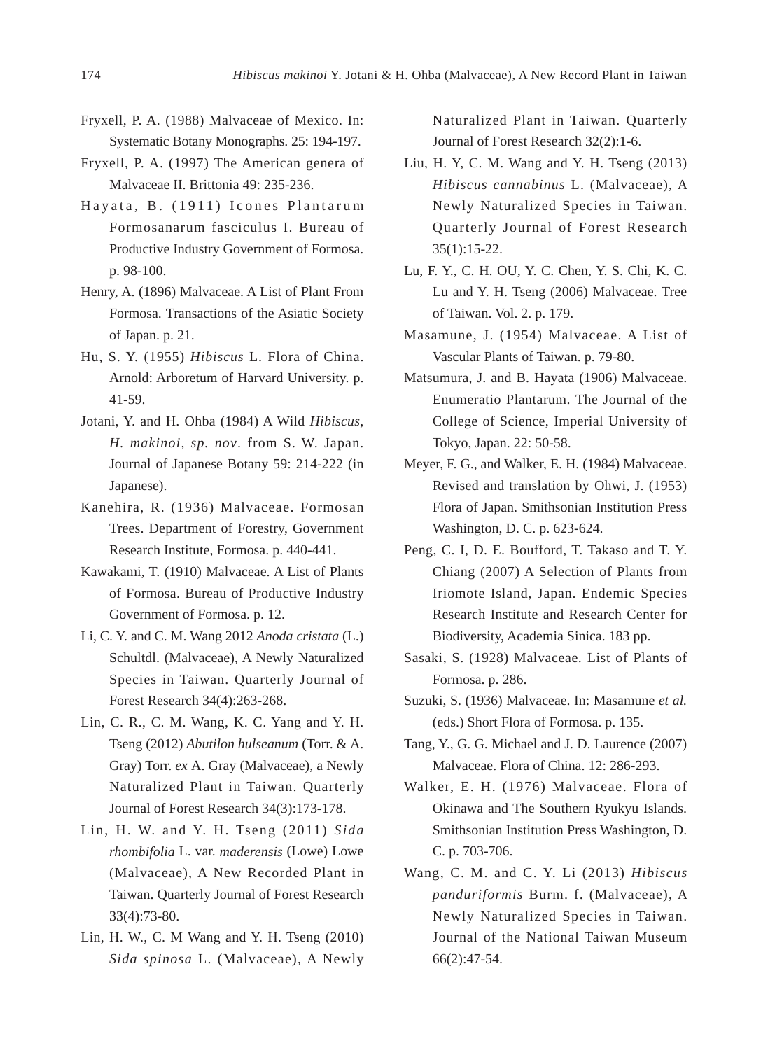Fryxell, P. A. (1988) Malvaceae of Mexico. In: Systematic Botany Monographs. 25: 194-197.

Fryxell, P. A. (1997) The American genera of Malvaceae II. Brittonia 49: 235-236.

Hayata, B. (1911) Icones Plantarum Formosanarum fasciculus I. Bureau of Productive Industry Government of Formosa. p. 98-100.

Henry, A. (1896) Malvaceae. A List of Plant From Formosa. Transactions of the Asiatic Society of Japan. p. 21.

Hu, S. Y. (1955) *Hibiscus* L. Flora of China. Arnold: Arboretum of Harvard University. p. 41-59.

Jotani, Y. and H. Ohba (1984) A Wild *Hibiscus, H. makinoi, sp. nov*. from S. W. Japan. Journal of Japanese Botany 59: 214-222 (in Japanese).

Kanehira, R. (1936) Malvaceae. Formosan Trees. Department of Forestry, Government Research Institute, Formosa. p. 440-441.

Kawakami, T. (1910) Malvaceae. A List of Plants of Formosa. Bureau of Productive Industry Government of Formosa. p. 12.

Li, C. Y. and C. M. Wang 2012 *Anoda cristata* (L.) Schultdl. (Malvaceae), A Newly Naturalized Species in Taiwan. Quarterly Journal of Forest Research 34(4):263-268.

Lin, C. R., C. M. Wang, K. C. Yang and Y. H. Tseng (2012) *Abutilon hulseanum* (Torr. & A. Gray) Torr. *ex* A. Gray (Malvaceae), a Newly Naturalized Plant in Taiwan. Quarterly Journal of Forest Research 34(3):173-178.

Lin, H. W. and Y. H. Tseng (2011) *Sida rhombifolia* L. var. *maderensis* (Lowe) Lowe (Malvaceae), A New Recorded Plant in Taiwan. Quarterly Journal of Forest Research 33(4):73-80.

Lin, H. W., C. M Wang and Y. H. Tseng (2010) *Sida spinosa* L. (Malvaceae), A Newly Naturalized Plant in Taiwan. Quarterly Journal of Forest Research 32(2):1-6.

Liu, H. Y, C. M. Wang and Y. H. Tseng (2013) *Hibiscus cannabinus* L. (Malvaceae), A Newly Naturalized Species in Taiwan. Quarterly Journal of Forest Research 35(1):15-22.

Lu, F. Y., C. H. OU, Y. C. Chen, Y. S. Chi, K. C. Lu and Y. H. Tseng (2006) Malvaceae. Tree of Taiwan. Vol. 2. p. 179.

Masamune, J. (1954) Malvaceae. A List of Vascular Plants of Taiwan. p. 79-80.

Matsumura, J. and B. Hayata (1906) Malvaceae. Enumeratio Plantarum. The Journal of the College of Science, Imperial University of Tokyo, Japan. 22: 50-58.

Meyer, F. G., and Walker, E. H. (1984) Malvaceae. Revised and translation by Ohwi, J. (1953) Flora of Japan. Smithsonian Institution Press Washington, D. C. p. 623-624.

Peng, C. I, D. E. Boufford, T. Takaso and T. Y. Chiang (2007) A Selection of Plants from Iriomote Island, Japan. Endemic Species Research Institute and Research Center for Biodiversity, Academia Sinica. 183 pp.

Sasaki, S. (1928) Malvaceae. List of Plants of Formosa. p. 286.

Suzuki, S. (1936) Malvaceae. In: Masamune *et al.* (eds.) Short Flora of Formosa. p. 135.

Tang, Y., G. G. Michael and J. D. Laurence (2007) Malvaceae. Flora of China. 12: 286-293.

Walker, E. H. (1976) Malvaceae. Flora of Okinawa and The Southern Ryukyu Islands. Smithsonian Institution Press Washington, D. C. p. 703-706.

Wang, C. M. and C. Y. Li (2013) *Hibiscus panduriformis* Burm. f. (Malvaceae), A Newly Naturalized Species in Taiwan. Journal of the National Taiwan Museum 66(2):47-54.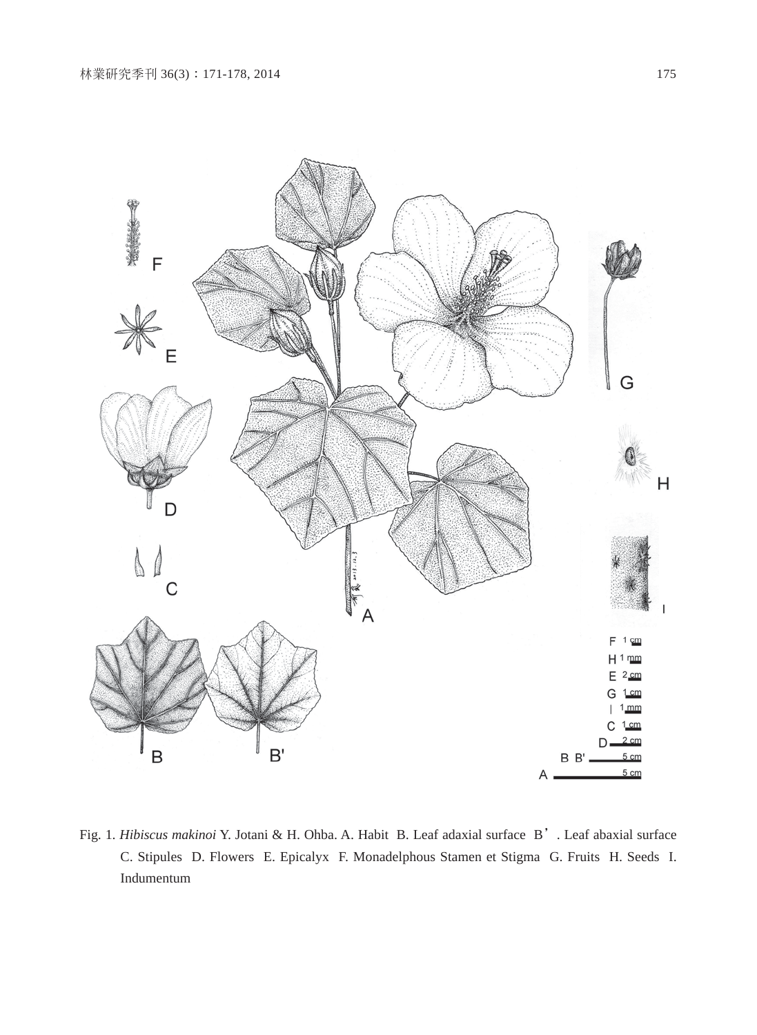Fig. 1. *Hibiscus makinoi* Y. Jotani & H. Ohba. A. Habit B. Leaf adaxial surface B’. Leaf abaxial surface C. Stipules D. Flowers E. Epicalyx F. Monadelphous Stamen et Stigma G. Fruits H. Seeds I. Indumentum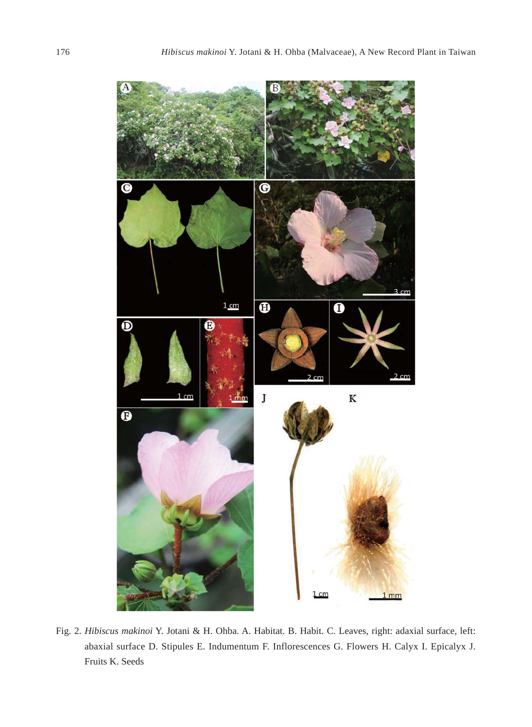Fig. 2. *Hibiscus makinoi* Y. Jotani & H. Ohba. A. Habitat. B. Habit. C. Leaves, right: adaxial surface, left: abaxial surface D. Stipules E. Indumentum F. Inflorescences G. Flowers H. Calyx I. Epicalyx J. Fruits K. Seeds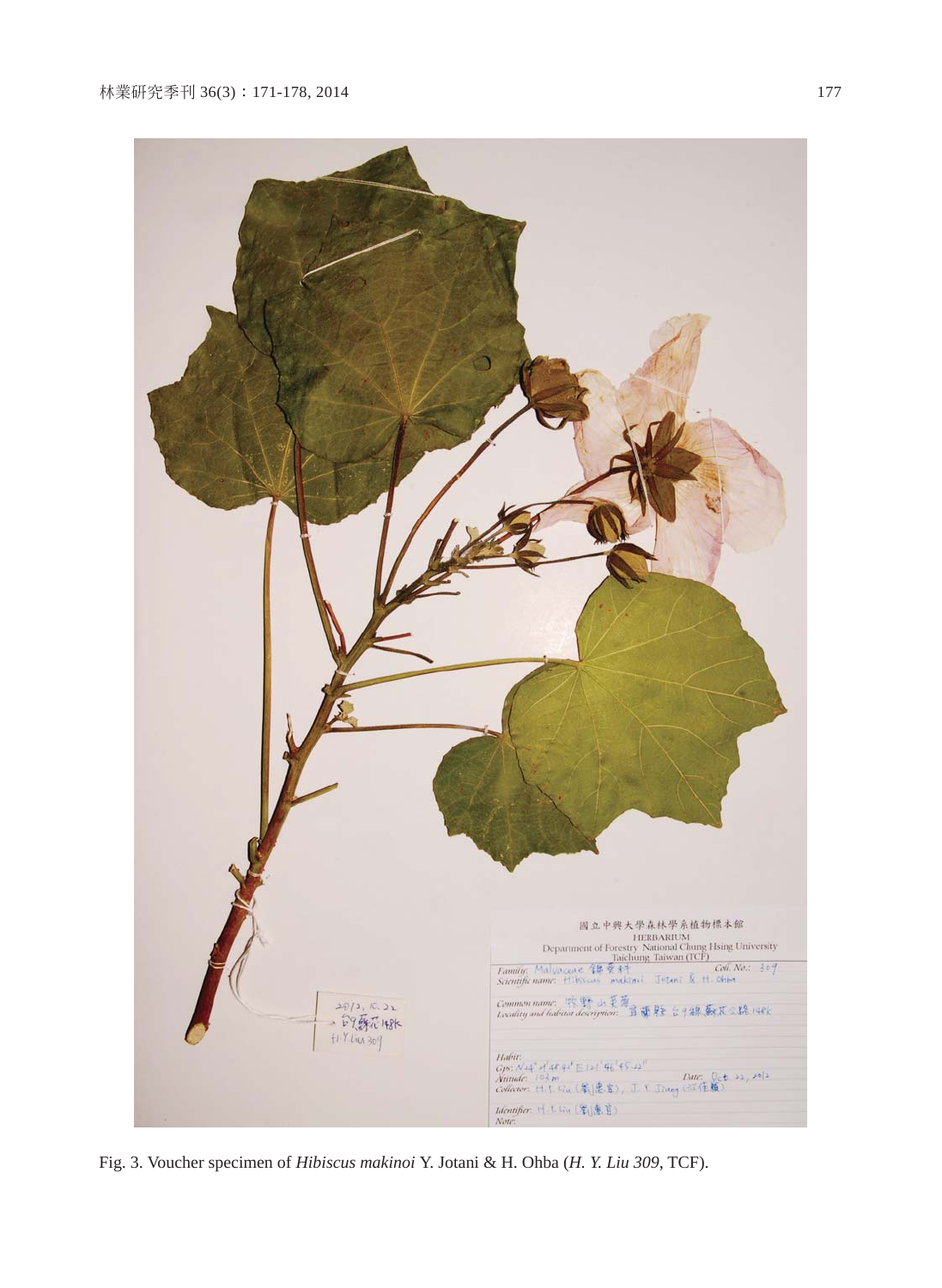Fig. 3. Voucher specimen of *Hibiscus makinoi* Y. Jotani & H. Ohba (*H. Y. Liu 309*, TCF).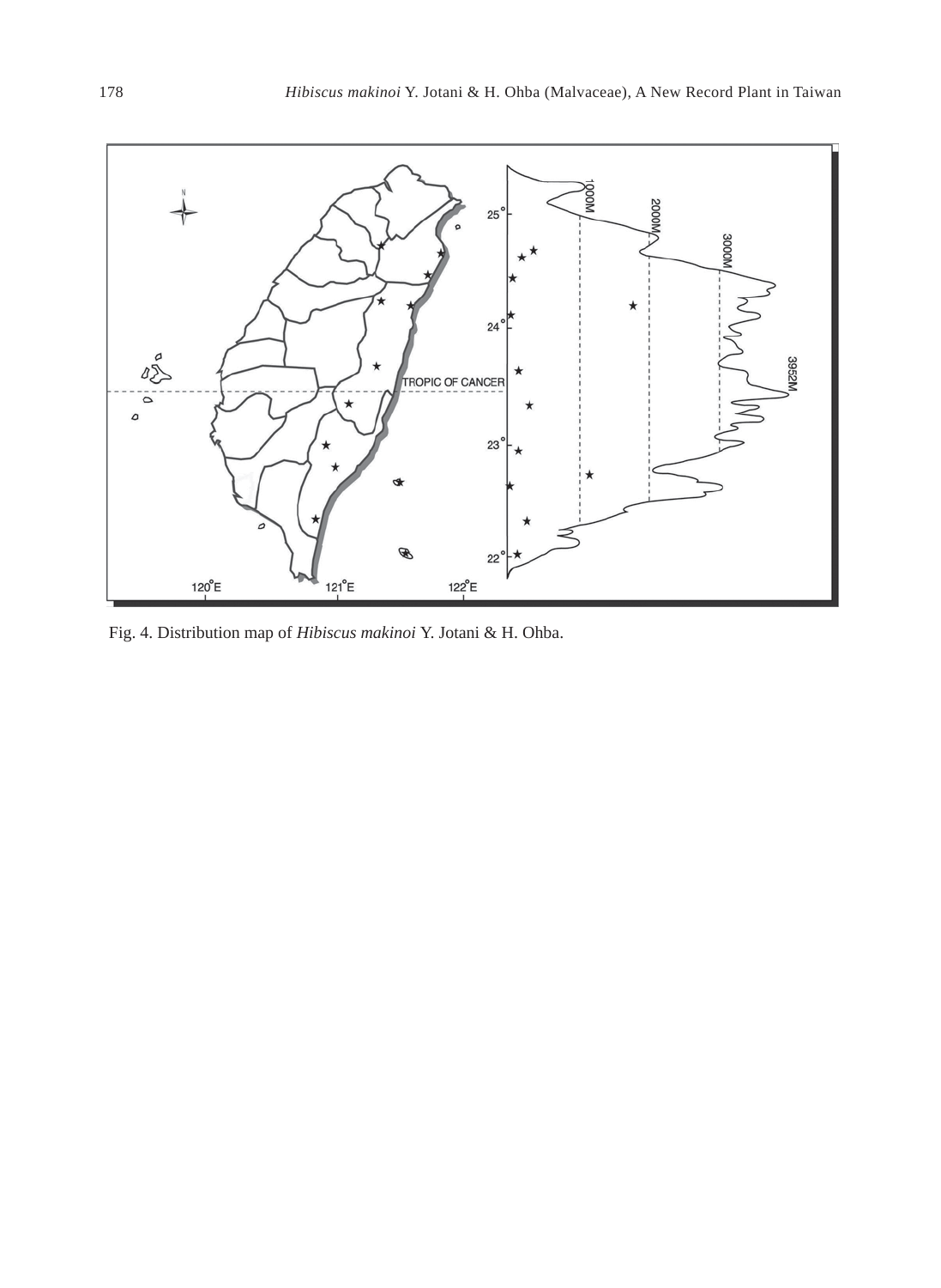120°E
121°E
122°E
25°
24°
23°
22°
TROPIC OF CANCER
1000M
2000M
3000M
3952M

Fig. 4. Distribution map of *Hibiscus makinoi* Y. Jotani & H. Ohba.